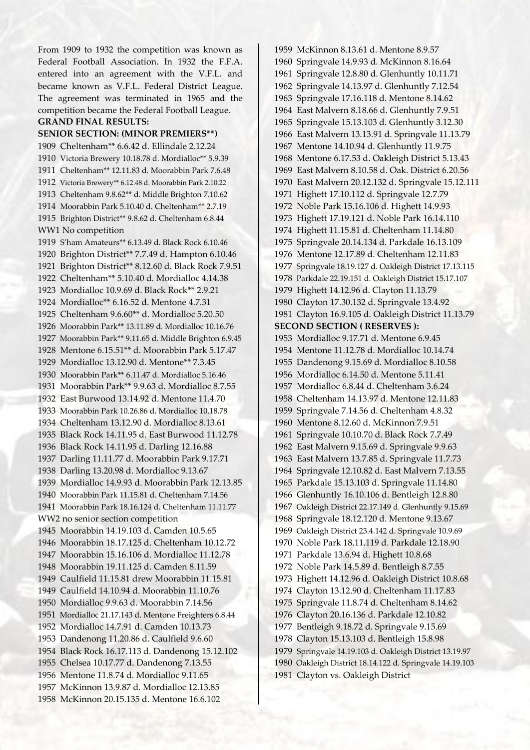From 1909 to 1932 the competition was known as Federal Football Association. In 1932 the F.F.A. entered into an agreement with the V.F.L. and became known as V.F.L. Federal District League. The agreement was terminated in 1965 and the competition became the Federal Football League.

**GRAND FINAL RESULTS:**

**SENIOR SECTION: (MINOR PREMIERS**)**

1909 Cheltenham** 6.6.42 d. Ellindale 2.12.24
1910 Victoria Brewery 10.18.78 d. Mordialloc** 5.9.39
1911 Cheltenham** 12.11.83 d. Moorabbin Park 7.6.48
1912 Victoria Brewery** 6.12.48 d. Moorabbin Park 2.10.22
1913 Cheltenham 9.8.62** d. Middle Brighton 7.10.62
1914 Moorabbin Park 5.10.40 d. Cheltenham** 2.7.19
1915 Brighton District** 9.8.62 d. Cheltenham 6.8.44
WW1 No competition
1919 S'ham Amateurs** 6.13.49 d. Black Rock 6.10.46
1920 Brighton District** 7.7.49 d. Hampton 6.10.46
1921 Brighton District** 8.12.60 d. Black Rock 7.9.51
1922 Cheltenham** 5.10.40 d. Mordialloc 4.14.38
1923 Mordialloc 10.9.69 d. Black Rock** 2.9.21
1924 Mordialloc** 6.16.52 d. Mentone 4.7.31
1925 Cheltenham 9.6.60** d. Mordialloc 5.20.50
1926 Moorabbin Park** 13.11.89 d. Mordialloc 10.16.76
1927 Moorabbin Park** 9.11.65 d. Middle Brighton 6.9.45
1928 Mentone 6.15.51** d. Moorabbin Park 5.17.47
1929 Mordialloc 13.12.90 d. Mentone** 7.3.45
1930 Moorabbin Park** 6.11.47 d. Mordialloc 5.16.46
1931 Moorabbin Park** 9.9.63 d. Mordialloc 8.7.55
1932 East Burwood 13.14.92 d. Mentone 11.4.70
1933 Moorabbin Park 10.26.86 d. Mordialloc 10.18.78
1934 Cheltenham 13.12.90 d. Mordialloc 8.13.61
1935 Black Rock 14.11.95 d. East Burwood 11.12.78
1936 Black Rock 14.11.95 d. Darling 12.16.88
1937 Darling 11.11.77 d. Moorabbin Park 9.17.71
1938 Darling 13.20.98 d. Mordialloc 9.13.67
1939 Mordialloc 14.9.93 d. Moorabbin Park 12.13.85
1940 Moorabbin Park 11.15.81 d. Cheltenham 7.14.56
1941 Moorabbin Park 18.16.124 d. Cheltenham 11.11.77
WW2 no senior section competition
1945 Moorabbin 14.19.103 d. Camden 10.5.65
1946 Moorabbin 18.17.125 d. Cheltenham 10.12.72
1947 Moorabbin 15.16.106 d. Mordialloc 11.12.78
1948 Moorabbin 19.11.125 d. Camden 8.11.59
1949 Caulfield 11.15.81 drew Moorabbin 11.15.81
1949 Caulfield 14.10.94 d. Moorabbin 11.10.76
1950 Mordialloc 9.9.63 d. Moorabbin 7.14.56
1951 Mordialloc 21.17.143 d. Mentone Freighters 6.8.44
1952 Mordialloc 14.7.91 d. Camden 10.13.73
1953 Dandenong 11.20.86 d. Caulfield 9.6.60
1954 Black Rock 16.17.113 d. Dandenong 15.12.102
1955 Chelsea 10.17.77 d. Dandenong 7.13.55
1956 Mentone 11.8.74 d. Mordialloc 9.11.65
1957 McKinnon 13.9.87 d. Mordialloc 12.13.85
1958 McKinnon 20.15.135 d. Mentone 16.6.102
1959 McKinnon 8.13.61 d. Mentone 8.9.57
1960 Springvale 14.9.93 d. McKinnon 8.16.64
1961 Springvale 12.8.80 d. Glenhuntly 10.11.71
1962 Springvale 14.13.97 d. Glenhuntly 7.12.54
1963 Springvale 17.16.118 d. Mentone 8.14.62
1964 East Malvern 8.18.66 d. Glenhuntly 7.9.51
1965 Springvale 15.13.103 d. Glenhuntly 3.12.30
1966 East Malvern 13.13.91 d. Springvale 11.13.79
1967 Mentone 14.10.94 d. Glenhuntly 11.9.75
1968 Mentone 6.17.53 d. Oakleigh District 5.13.43
1969 East Malvern 8.10.58 d. Oak. District 6.20.56
1970 East Malvern 20.12.132 d. Springvale 15.12.111
1971 Highett 17.10.112 d. Springvale 12.7.79
1972 Noble Park 15.16.106 d. Highett 14.9.93
1973 Highett 17.19.121 d. Noble Park 16.14.110
1974 Highett 11.15.81 d. Cheltenham 11.14.80
1975 Springvale 20.14.134 d. Parkdale 16.13.109
1976 Mentone 12.17.89 d. Cheltenham 12.11.83
1977 Springvale 18.19.127 d. Oakleigh District 17.13.115
1978 Parkdale 22.19.151 d. Oakleigh District 15.17.107
1979 Highett 14.12.96 d. Clayton 11.13.79
1980 Clayton 17.30.132 d. Springvale 13.4.92
1981 Clayton 16.9.105 d. Oakleigh District 11.13.79

**SECOND SECTION ( RESERVES ):**

1953 Mordialloc 9.17.71 d. Mentone 6.9.45
1954 Mentone 11.12.78 d. Mordialloc 10.14.74
1955 Dandenong 9.15.69 d. Mordialloc 8.10.58
1956 Mordialloc 6.14.50 d. Mentone 5.11.41
1957 Mordialloc 6.8.44 d. Cheltenham 3.6.24
1958 Cheltenham 14.13.97 d. Mentone 12.11.83
1959 Springvale 7.14.56 d. Cheltenham 4.8.32
1960 Mentone 8.12.60 d. McKinnon 7.9.51
1961 Springvale 10.10.70 d. Black Rock 7.7.49
1962 East Malvern 9.15.69 d. Springvale 9.9.63
1963 East Malvern 13.7.85 d. Springvale 11.7.73
1964 Springvale 12.10.82 d. East Malvern 7.13.55
1965 Parkdale 15.13.103 d. Springvale 11.14.80
1966 Glenhuntly 16.10.106 d. Bentleigh 12.8.80
1967 Oakleigh District 22.17.149 d. Glenhuntly 9.15.69
1968 Springvale 18.12.120 d. Mentone 9.13.67
1969 Oakleigh District 23.4.142 d. Springvale 10.9.69
1970 Noble Park 18.11.119 d. Parkdale 12.18.90
1971 Parkdale 13.6.94 d. Highett 10.8.68
1972 Noble Park 14.5.89 d. Bentleigh 8.7.55
1973 Highett 14.12.96 d. Oakleigh District 10.8.68
1974 Clayton 13.12.90 d. Cheltenham 11.17.83
1975 Springvale 11.8.74 d. Cheltenham 8.14.62
1976 Clayton 20.16.136 d. Parkdale 12.10.82
1977 Bentleigh 9.18.72 d. Springvale 9.15.69
1978 Clayton 15.13.103 d. Bentleigh 15.8.98
1979 Springvale 14.19.103 d. Oakleigh District 13.19.97
1980 Oakleigh District 18.14.122 d. Springvale 14.19.103
1981 Clayton vs. Oakleigh District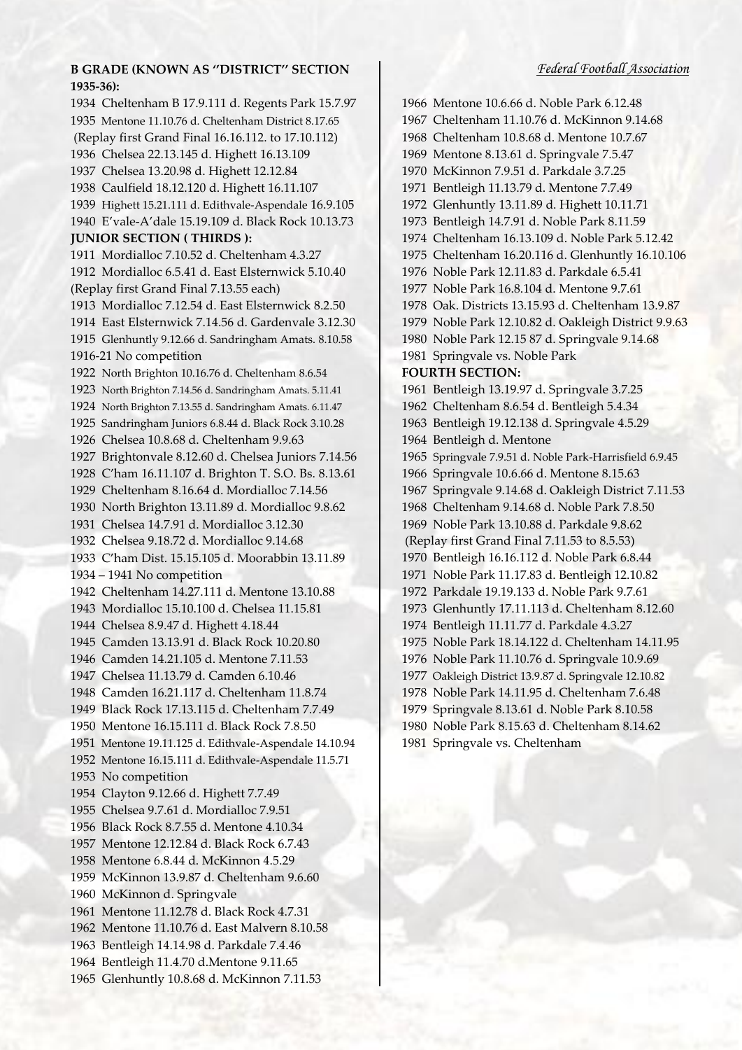**B GRADE (KNOWN AS "DISTRICT" SECTION 1935-36):**

1934 Cheltenham B 17.9.111 d. Regents Park 15.7.97
1935 Mentone 11.10.76 d. Cheltenham District 8.17.65
(Replay first Grand Final 16.16.112. to 17.10.112)
1936 Chelsea 22.13.145 d. Highett 16.13.109
1937 Chelsea 13.20.98 d. Highett 12.12.84
1938 Caulfield 18.12.120 d. Highett 16.11.107
1939 Highett 15.21.111 d. Edithvale-Aspendale 16.9.105
1940 E'vale-A'dale 15.19.109 d. Black Rock 10.13.73

**JUNIOR SECTION ( THIRDS ):**

1911 Mordialloc 7.10.52 d. Cheltenham 4.3.27
1912 Mordialloc 6.5.41 d. East Elsternwick 5.10.40
(Replay first Grand Final 7.13.55 each)
1913 Mordialloc 7.12.54 d. East Elsternwick 8.2.50
1914 East Elsternwick 7.14.56 d. Gardenvale 3.12.30
1915 Glenhuntly 9.12.66 d. Sandringham Amats. 8.10.58
1916-21 No competition
1922 North Brighton 10.16.76 d. Cheltenham 8.6.54
1923 North Brighton 7.14.56 d. Sandringham Amats. 5.11.41
1924 North Brighton 7.13.55 d. Sandringham Amats. 6.11.47
1925 Sandringham Juniors 6.8.44 d. Black Rock 3.10.28
1926 Chelsea 10.8.68 d. Cheltenham 9.9.63
1927 Brightonvale 8.12.60 d. Chelsea Juniors 7.14.56
1928 C'ham 16.11.107 d. Brighton T. S.O. Bs. 8.13.61
1929 Cheltenham 8.16.64 d. Mordialloc 7.14.56
1930 North Brighton 13.11.89 d. Mordialloc 9.8.62
1931 Chelsea 14.7.91 d. Mordialloc 3.12.30
1932 Chelsea 9.18.72 d. Mordialloc 9.14.68
1933 C'ham Dist. 15.15.105 d. Moorabbin 13.11.89
1934 – 1941 No competition
1942 Cheltenham 14.27.111 d. Mentone 13.10.88
1943 Mordialloc 15.10.100 d. Chelsea 11.15.81
1944 Chelsea 8.9.47 d. Highett 4.18.44
1945 Camden 13.13.91 d. Black Rock 10.20.80
1946 Camden 14.21.105 d. Mentone 7.11.53
1947 Chelsea 11.13.79 d. Camden 6.10.46
1948 Camden 16.21.117 d. Cheltenham 11.8.74
1949 Black Rock 17.13.115 d. Cheltenham 7.7.49
1950 Mentone 16.15.111 d. Black Rock 7.8.50
1951 Mentone 19.11.125 d. Edithvale-Aspendale 14.10.94
1952 Mentone 16.15.111 d. Edithvale-Aspendale 11.5.71
1953 No competition
1954 Clayton 9.12.66 d. Highett 7.7.49
1955 Chelsea 9.7.61 d. Mordialloc 7.9.51
1956 Black Rock 8.7.55 d. Mentone 4.10.34
1957 Mentone 12.12.84 d. Black Rock 6.7.43
1958 Mentone 6.8.44 d. McKinnon 4.5.29
1959 McKinnon 13.9.87 d. Cheltenham 9.6.60
1960 McKinnon d. Springvale
1961 Mentone 11.12.78 d. Black Rock 4.7.31
1962 Mentone 11.10.76 d. East Malvern 8.10.58
1963 Bentleigh 14.14.98 d. Parkdale 7.4.46
1964 Bentleigh 11.4.70 d.Mentone 9.11.65
1965 Glenhuntly 10.8.68 d. McKinnon 7.11.53
1966 Mentone 10.6.66 d. Noble Park 6.12.48
1967 Cheltenham 11.10.76 d. McKinnon 9.14.68
1968 Cheltenham 10.8.68 d. Mentone 10.7.67
1969 Mentone 8.13.61 d. Springvale 7.5.47
1970 McKinnon 7.9.51 d. Parkdale 3.7.25
1971 Bentleigh 11.13.79 d. Mentone 7.7.49
1972 Glenhuntly 13.11.89 d. Highett 10.11.71
1973 Bentleigh 14.7.91 d. Noble Park 8.11.59
1974 Cheltenham 16.13.109 d. Noble Park 5.12.42
1975 Cheltenham 16.20.116 d. Glenhuntly 16.10.106
1976 Noble Park 12.11.83 d. Parkdale 6.5.41
1977 Noble Park 16.8.104 d. Mentone 9.7.61
1978 Oak. Districts 13.15.93 d. Cheltenham 13.9.87
1979 Noble Park 12.10.82 d. Oakleigh District 9.9.63
1980 Noble Park 12.15 87 d. Springvale 9.14.68
1981 Springvale vs. Noble Park

**FOURTH SECTION:**

1961 Bentleigh 13.19.97 d. Springvale 3.7.25
1962 Cheltenham 8.6.54 d. Bentleigh 5.4.34
1963 Bentleigh 19.12.138 d. Springvale 4.5.29
1964 Bentleigh d. Mentone
1965 Springvale 7.9.51 d. Noble Park-Harrisfield 6.9.45
1966 Springvale 10.6.66 d. Mentone 8.15.63
1967 Springvale 9.14.68 d. Oakleigh District 7.11.53
1968 Cheltenham 9.14.68 d. Noble Park 7.8.50
1969 Noble Park 13.10.88 d. Parkdale 9.8.62
(Replay first Grand Final 7.11.53 to 8.5.53)
1970 Bentleigh 16.16.112 d. Noble Park 6.8.44
1971 Noble Park 11.17.83 d. Bentleigh 12.10.82
1972 Parkdale 19.19.133 d. Noble Park 9.7.61
1973 Glenhuntly 17.11.113 d. Cheltenham 8.12.60
1974 Bentleigh 11.11.77 d. Parkdale 4.3.27
1975 Noble Park 18.14.122 d. Cheltenham 14.11.95
1976 Noble Park 11.10.76 d. Springvale 10.9.69
1977 Oakleigh District 13.9.87 d. Springvale 12.10.82
1978 Noble Park 14.11.95 d. Cheltenham 7.6.48
1979 Springvale 8.13.61 d. Noble Park 8.10.58
1980 Noble Park 8.15.63 d. Cheltenham 8.14.62
1981 Springvale vs. Cheltenham